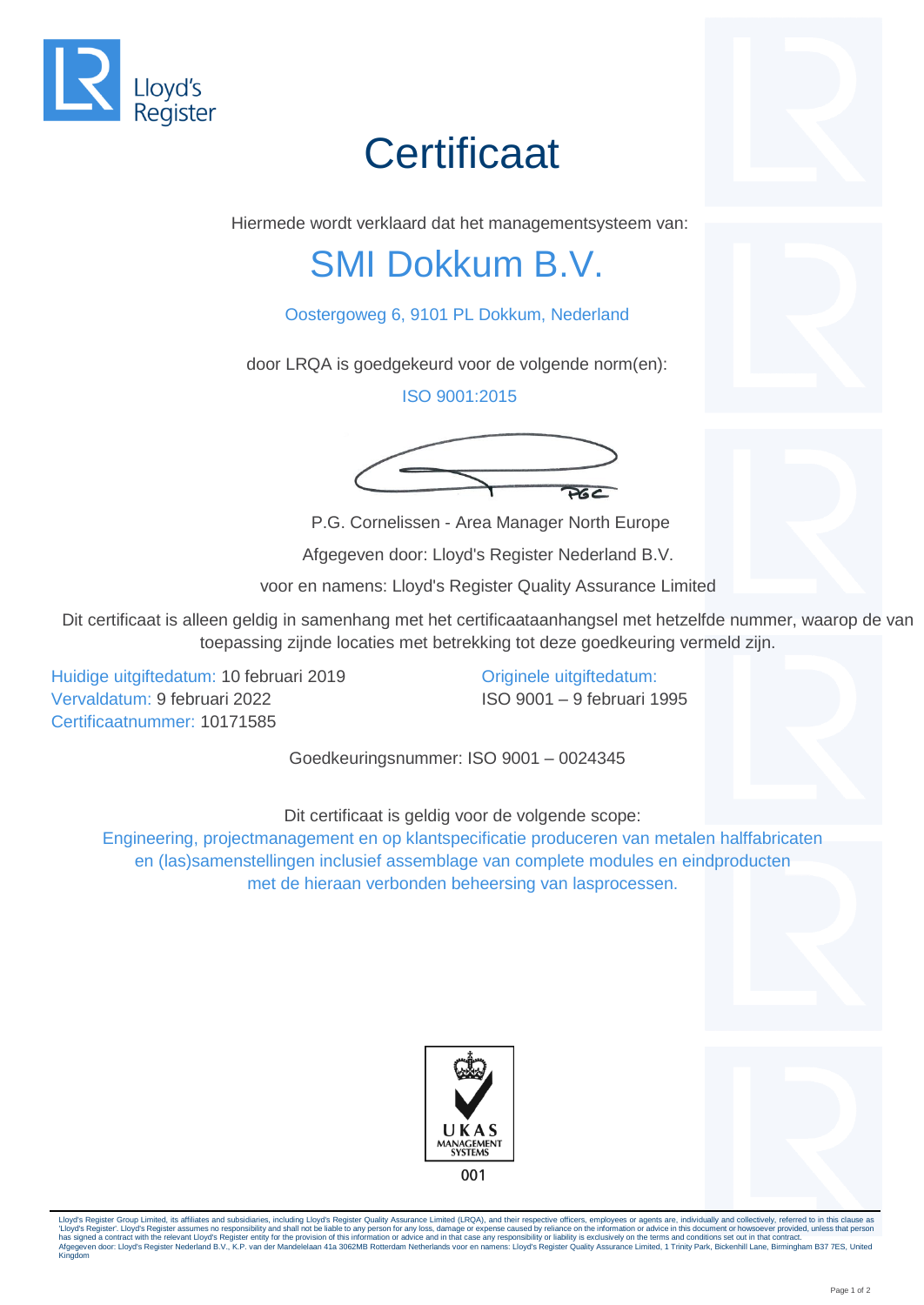Lloyd's Register

# Certificaat

Hiermede wordt verklaard dat het managementsysteem van:

## SMI Dokkum B.V.

Oostergoweg 6, 9101 PL Dokkum, Nederland

door LRQA is goedgekeurd voor de volgende norm(en):

ISO 9001:2015

P.G. Cornelissen - Area Manager North Europe

Afgegeven door: Lloyd's Register Nederland B.V.

voor en namens: Lloyd's Register Quality Assurance Limited

Dit certificaat is alleen geldig in samenhang met het certificaataanhangsel met hetzelfde nummer, waarop de van toepassing zijnde locaties met betrekking tot deze goedkeuring vermeld zijn.

Huidige uitgiftedatum: 10 februari 2019
Vervaldatum: 9 februari 2022
Certificaatnummer: 10171585

Originele uitgiftedatum:
ISO 9001 – 9 februari 1995

Goedkeuringsnummer: ISO 9001 – 0024345

Dit certificaat is geldig voor de volgende scope:

Engineering, projectmanagement en op klantspecificatie produceren van metalen halffabricaten en (las)samenstellingen inclusief assemblage van complete modules en eindproducten met de hieraan verbonden beheersing van lasprocessen.

UKAS MANAGEMENT SYSTEMS
001

Lloyd's Register Group Limited, its affiliates and subsidiaries, including Lloyd's Register Quality Assurance Limited (LRQA), and their respective officers, employees or agents are, individually and collectively, referred to in this clause as 'Lloyd's Register'. Lloyd's Register assumes no responsibility and shall not be liable to any person for any loss, damage or expense caused by reliance on the information or advice in this document or howsoever provided, unless that person has signed a contract with the relevant Lloyd's Register entity for the provision of this information or advice and in that case any responsibility or liability is exclusively on the terms and conditions set out in that contract.
Afgegeven door: Lloyd's Register Nederland B.V., K.P. van der Mandelelaan 41a 3062MB Rotterdam Netherlands voor en namens: Lloyd's Register Quality Assurance Limited, 1 Trinity Park, Bickenhill Lane, Birmingham B37 7ES, United Kingdom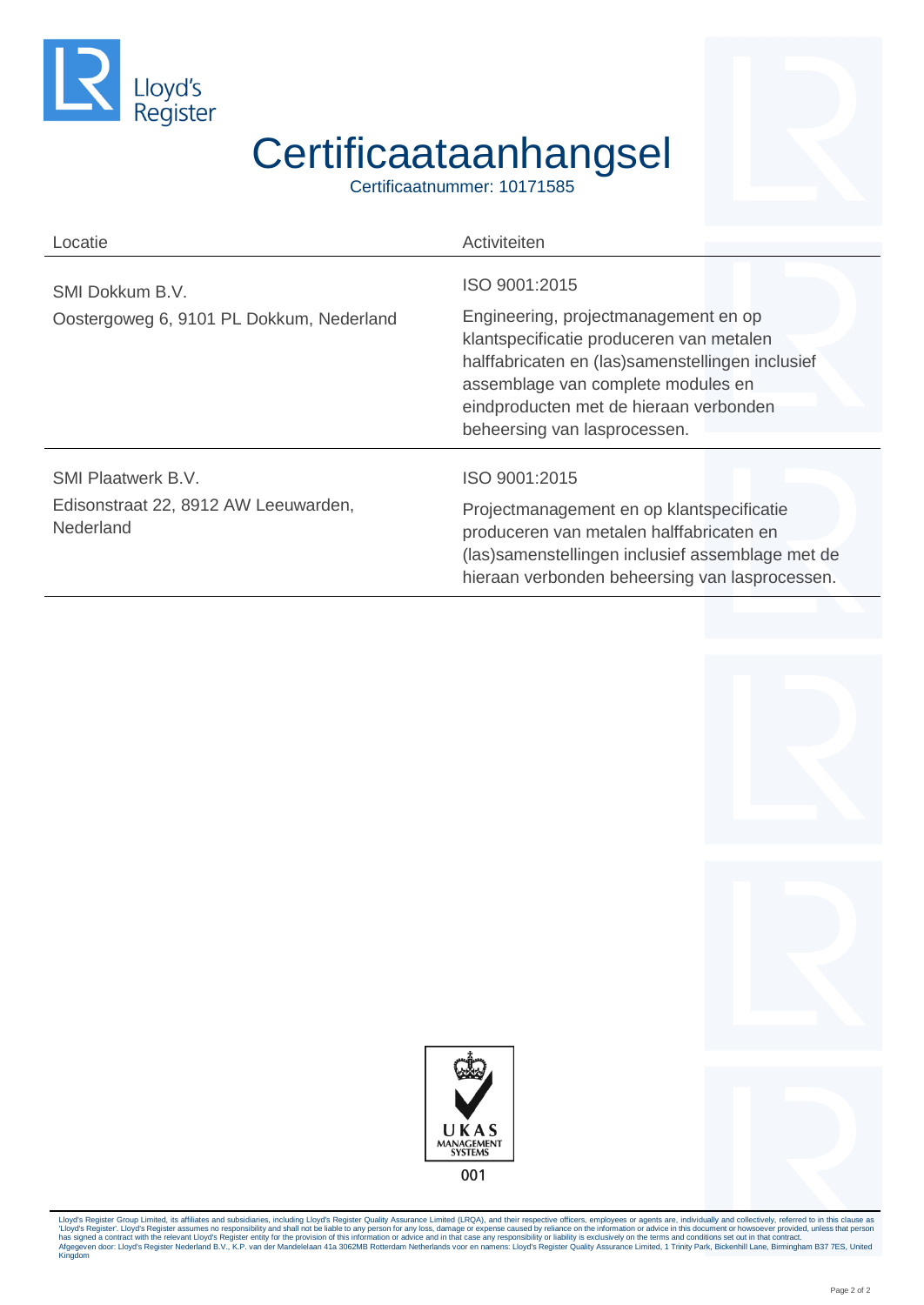# Certificaataanhangsel

Certificaatnummer: 10171585

| Locatie | Activiteiten |
|---|---|
| SMI Dokkum B.V.<br>Oostergoweg 6, 9101 PL Dokkum, Nederland | ISO 9001:2015<br>Engineering, projectmanagement en op klantspecificatie produceren van metalen halffabricaten en (las)samenstellingen inclusief assemblage van complete modules en eindproducten met de hieraan verbonden beheersing van lasprocessen. |
| SMI Plaatwerk B.V.<br>Edisonstraat 22, 8912 AW Leeuwarden, Nederland | ISO 9001:2015<br>Projectmanagement en op klantspecificatie produceren van metalen halffabricaten en (las)samenstellingen inclusief assemblage met de hieraan verbonden beheersing van lasprocessen. |

UKAS MANAGEMENT SYSTEMS

001

Lloyd's Register Group Limited, its affiliates and subsidiaries, including Lloyd's Register Quality Assurance Limited (LRQA), and their respective officers, employees or agents are, individually and collectively, referred to in this clause as 'Lloyd's Register'. Lloyd's Register assumes no responsibility and shall not be liable to any person for any loss, damage or expense caused by reliance on the information or advice in this document or howsoever provided, unless that person has signed a contract with the relevant Lloyd's Register entity for the provision of this information or advice and in that case any responsibility or liability is exclusively on the terms and conditions set out in that contract.
Afgegeven door: Lloyd's Register Nederland B.V., K.P. van der Mandelelaan 41a 3062MB Rotterdam Netherlands voor en namens: Lloyd's Register Quality Assurance Limited, 1 Trinity Park, Bickenhill Lane, Birmingham B37 7ES, United Kingdom